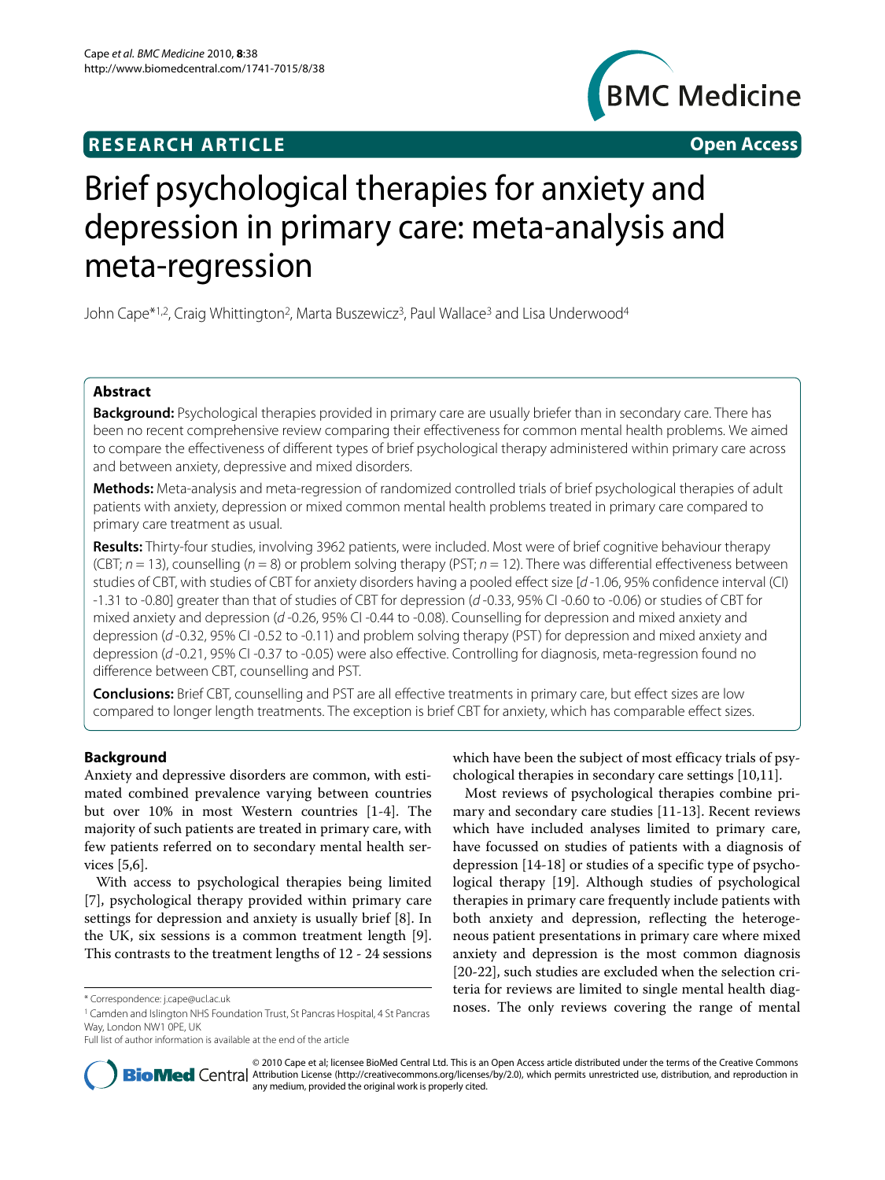**RESEARCH ARTICLE** **Open Access**

# Brief psychological therapies for anxiety and depression in primary care: meta-analysis and meta-regression

John Cape*[1,2], Craig Whittington[2], Marta Buszewicz[3], Paul Wallace[3] and Lisa Underwood[4]

## Abstract

**Background:** Psychological therapies provided in primary care are usually briefer than in secondary care. There has been no recent comprehensive review comparing their effectiveness for common mental health problems. We aimed to compare the effectiveness of different types of brief psychological therapy administered within primary care across and between anxiety, depressive and mixed disorders.

**Methods:** Meta-analysis and meta-regression of randomized controlled trials of brief psychological therapies of adult patients with anxiety, depression or mixed common mental health problems treated in primary care compared to primary care treatment as usual.

**Results:** Thirty-four studies, involving 3962 patients, were included. Most were of brief cognitive behaviour therapy (CBT; *n* = 13), counselling (*n* = 8) or problem solving therapy (PST; *n* = 12). There was differential effectiveness between studies of CBT, with studies of CBT for anxiety disorders having a pooled effect size [*d* -1.06, 95% confidence interval (CI) -1.31 to -0.80] greater than that of studies of CBT for depression (*d* -0.33, 95% CI -0.60 to -0.06) or studies of CBT for mixed anxiety and depression (*d* -0.26, 95% CI -0.44 to -0.08). Counselling for depression and mixed anxiety and depression (*d* -0.32, 95% CI -0.52 to -0.11) and problem solving therapy (PST) for depression and mixed anxiety and depression (*d* -0.21, 95% CI -0.37 to -0.05) were also effective. Controlling for diagnosis, meta-regression found no difference between CBT, counselling and PST.

**Conclusions:** Brief CBT, counselling and PST are all effective treatments in primary care, but effect sizes are low compared to longer length treatments. The exception is brief CBT for anxiety, which has comparable effect sizes.

## Background

Anxiety and depressive disorders are common, with estimated combined prevalence varying between countries but over 10% in most Western countries [1-4]. The majority of such patients are treated in primary care, with few patients referred on to secondary mental health services [5,6].

With access to psychological therapies being limited [7], psychological therapy provided within primary care settings for depression and anxiety is usually brief [8]. In the UK, six sessions is a common treatment length [9]. This contrasts to the treatment lengths of 12 - 24 sessions which have been the subject of most efficacy trials of psychological therapies in secondary care settings [10,11].

Most reviews of psychological therapies combine primary and secondary care studies [11-13]. Recent reviews which have included analyses limited to primary care, have focussed on studies of patients with a diagnosis of depression [14-18] or studies of a specific type of psychological therapy [19]. Although studies of psychological therapies in primary care frequently include patients with both anxiety and depression, reflecting the heterogeneous patient presentations in primary care where mixed anxiety and depression is the most common diagnosis [20-22], such studies are excluded when the selection criteria for reviews are limited to single mental health diagnoses. The only reviews covering the range of mental

\* Correspondence: j.cape@ucl.ac.uk

[1] Camden and Islington NHS Foundation Trust, St Pancras Hospital, 4 St Pancras Way, London NW1 0PE, UK

Full list of author information is available at the end of the article

© 2010 Cape et al; licensee BioMed Central Ltd. This is an Open Access article distributed under the terms of the Creative Commons Attribution License (http://creativecommons.org/licenses/by/2.0), which permits unrestricted use, distribution, and reproduction in any medium, provided the original work is properly cited.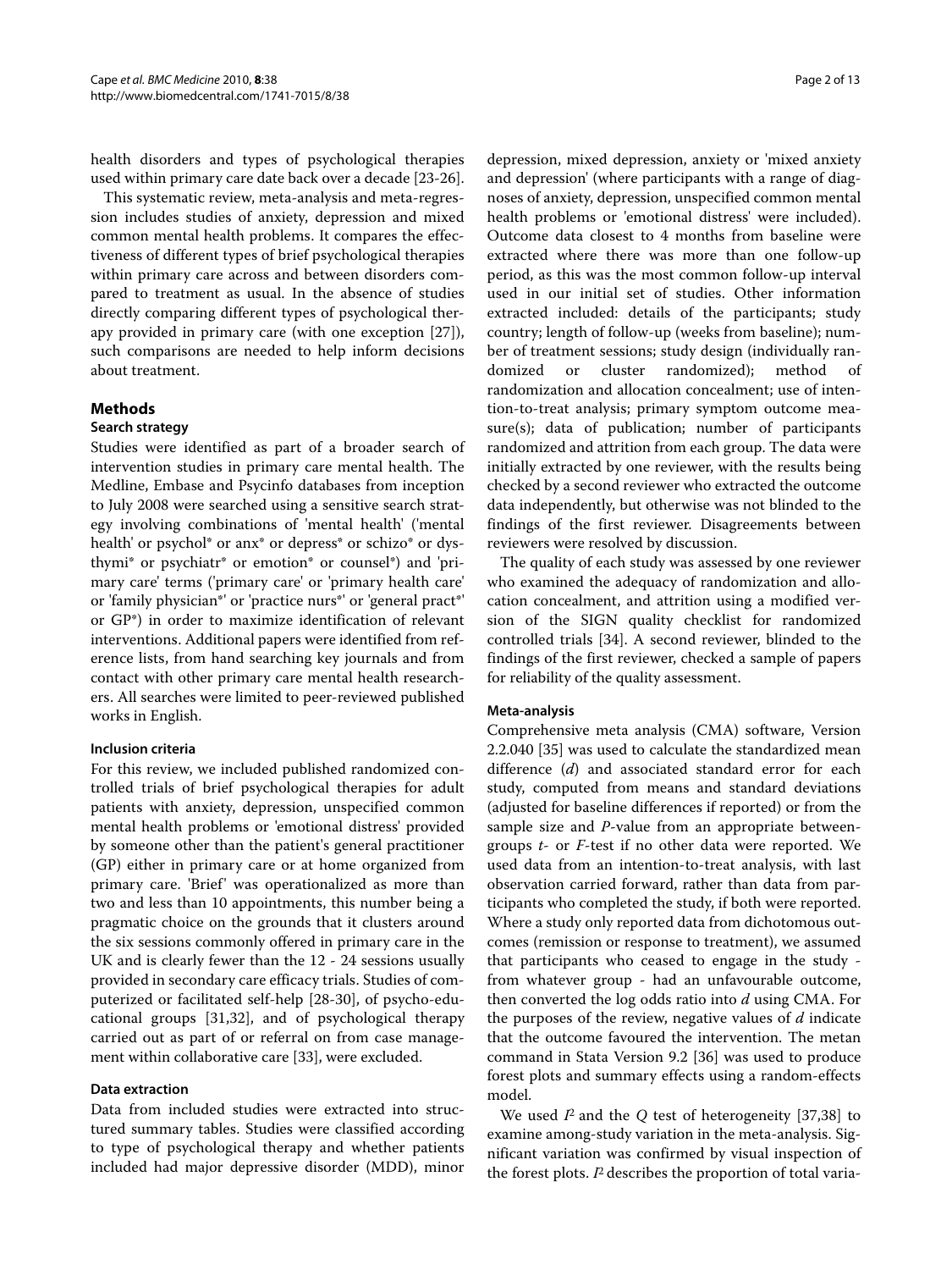health disorders and types of psychological therapies used within primary care date back over a decade [23-26].

This systematic review, meta-analysis and meta-regression includes studies of anxiety, depression and mixed common mental health problems. It compares the effectiveness of different types of brief psychological therapies within primary care across and between disorders compared to treatment as usual. In the absence of studies directly comparing different types of psychological therapy provided in primary care (with one exception [27]), such comparisons are needed to help inform decisions about treatment.

## Methods

### Search strategy

Studies were identified as part of a broader search of intervention studies in primary care mental health. The Medline, Embase and Psycinfo databases from inception to July 2008 were searched using a sensitive search strategy involving combinations of 'mental health' ('mental health' or psychol* or anx* or depress* or schizo* or dysthymi* or psychiatr* or emotion* or counsel*) and 'primary care' terms ('primary care' or 'primary health care' or 'family physician*' or 'practice nurs*' or 'general pract*' or GP*) in order to maximize identification of relevant interventions. Additional papers were identified from reference lists, from hand searching key journals and from contact with other primary care mental health researchers. All searches were limited to peer-reviewed published works in English.

#### Inclusion criteria

For this review, we included published randomized controlled trials of brief psychological therapies for adult patients with anxiety, depression, unspecified common mental health problems or 'emotional distress' provided by someone other than the patient's general practitioner (GP) either in primary care or at home organized from primary care. 'Brief' was operationalized as more than two and less than 10 appointments, this number being a pragmatic choice on the grounds that it clusters around the six sessions commonly offered in primary care in the UK and is clearly fewer than the 12 - 24 sessions usually provided in secondary care efficacy trials. Studies of computerized or facilitated self-help [28-30], of psycho-educational groups [31,32], and of psychological therapy carried out as part of or referral on from case management within collaborative care [33], were excluded.

#### Data extraction

Data from included studies were extracted into structured summary tables. Studies were classified according to type of psychological therapy and whether patients included had major depressive disorder (MDD), minor depression, mixed depression, anxiety or 'mixed anxiety and depression' (where participants with a range of diagnoses of anxiety, depression, unspecified common mental health problems or 'emotional distress' were included). Outcome data closest to 4 months from baseline were extracted where there was more than one follow-up period, as this was the most common follow-up interval used in our initial set of studies. Other information extracted included: details of the participants; study country; length of follow-up (weeks from baseline); number of treatment sessions; study design (individually randomized or cluster randomized); method of randomization and allocation concealment; use of intention-to-treat analysis; primary symptom outcome measure(s); data of publication; number of participants randomized and attrition from each group. The data were initially extracted by one reviewer, with the results being checked by a second reviewer who extracted the outcome data independently, but otherwise was not blinded to the findings of the first reviewer. Disagreements between reviewers were resolved by discussion.

The quality of each study was assessed by one reviewer who examined the adequacy of randomization and allocation concealment, and attrition using a modified version of the SIGN quality checklist for randomized controlled trials [34]. A second reviewer, blinded to the findings of the first reviewer, checked a sample of papers for reliability of the quality assessment.

#### Meta-analysis

Comprehensive meta analysis (CMA) software, Version 2.2.040 [35] was used to calculate the standardized mean difference ($d$) and associated standard error for each study, computed from means and standard deviations (adjusted for baseline differences if reported) or from the sample size and $P$-value from an appropriate between-groups $t$- or $F$-test if no other data were reported. We used data from an intention-to-treat analysis, with last observation carried forward, rather than data from participants who completed the study, if both were reported. Where a study only reported data from dichotomous outcomes (remission or response to treatment), we assumed that participants who ceased to engage in the study - from whatever group - had an unfavourable outcome, then converted the log odds ratio into $d$ using CMA. For the purposes of the review, negative values of $d$ indicate that the outcome favoured the intervention. The metan command in Stata Version 9.2 [36] was used to produce forest plots and summary effects using a random-effects model.

We used $I^2$ and the $Q$ test of heterogeneity [37,38] to examine among-study variation in the meta-analysis. Significant variation was confirmed by visual inspection of the forest plots. $I^2$ describes the proportion of total varia-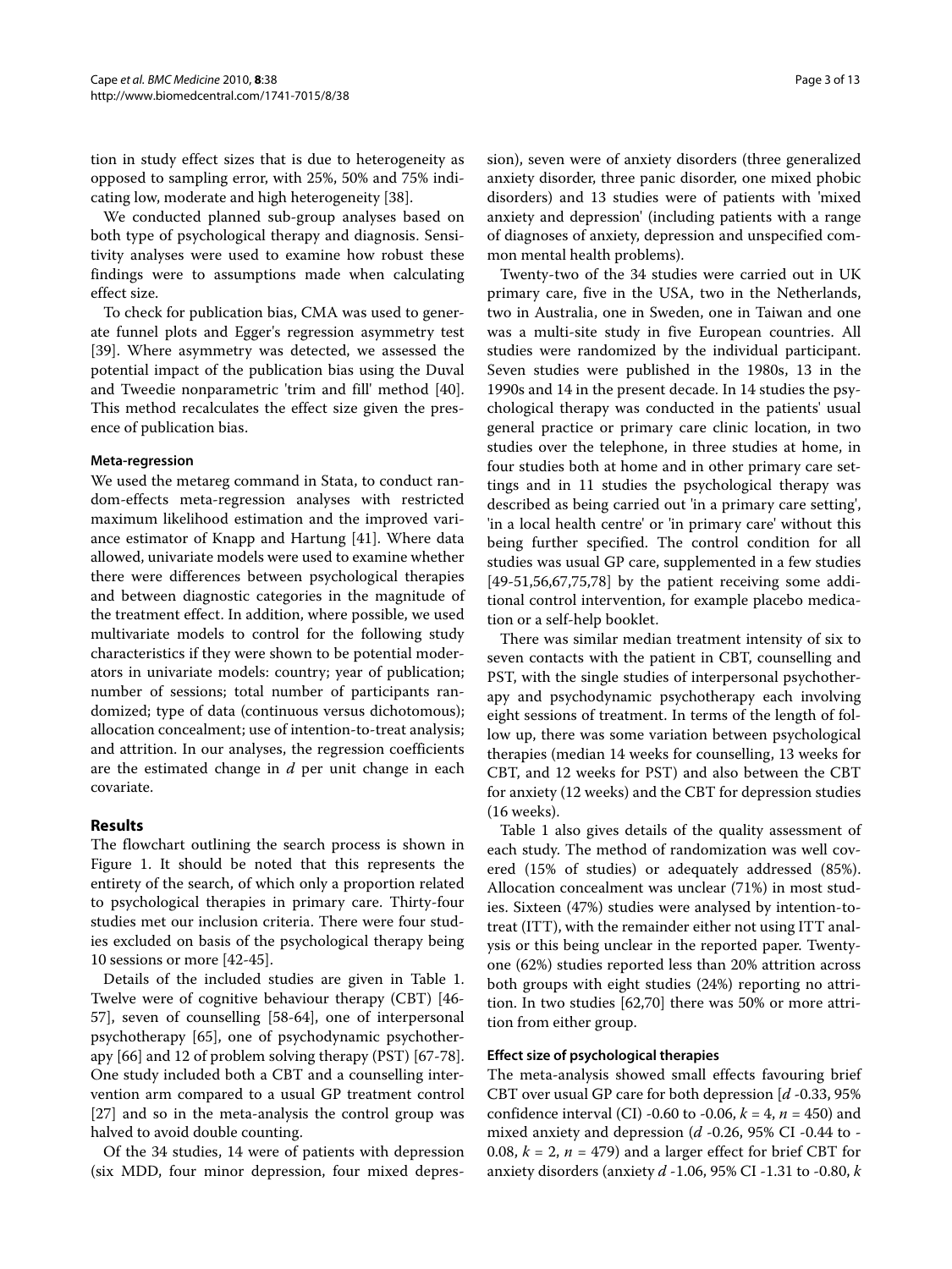tion in study effect sizes that is due to heterogeneity as opposed to sampling error, with 25%, 50% and 75% indicating low, moderate and high heterogeneity [38].

We conducted planned sub-group analyses based on both type of psychological therapy and diagnosis. Sensitivity analyses were used to examine how robust these findings were to assumptions made when calculating effect size.

To check for publication bias, CMA was used to generate funnel plots and Egger's regression asymmetry test [39]. Where asymmetry was detected, we assessed the potential impact of the publication bias using the Duval and Tweedie nonparametric 'trim and fill' method [40]. This method recalculates the effect size given the presence of publication bias.

### Meta-regression

We used the metareg command in Stata, to conduct random-effects meta-regression analyses with restricted maximum likelihood estimation and the improved variance estimator of Knapp and Hartung [41]. Where data allowed, univariate models were used to examine whether there were differences between psychological therapies and between diagnostic categories in the magnitude of the treatment effect. In addition, where possible, we used multivariate models to control for the following study characteristics if they were shown to be potential moderators in univariate models: country; year of publication; number of sessions; total number of participants randomized; type of data (continuous versus dichotomous); allocation concealment; use of intention-to-treat analysis; and attrition. In our analyses, the regression coefficients are the estimated change in $d$ per unit change in each covariate.

## Results

The flowchart outlining the search process is shown in Figure 1. It should be noted that this represents the entirety of the search, of which only a proportion related to psychological therapies in primary care. Thirty-four studies met our inclusion criteria. There were four studies excluded on basis of the psychological therapy being 10 sessions or more [42-45].

Details of the included studies are given in Table 1. Twelve were of cognitive behaviour therapy (CBT) [46-57], seven of counselling [58-64], one of interpersonal psychotherapy [65], one of psychodynamic psychotherapy [66] and 12 of problem solving therapy (PST) [67-78]. One study included both a CBT and a counselling intervention arm compared to a usual GP treatment control [27] and so in the meta-analysis the control group was halved to avoid double counting.

Of the 34 studies, 14 were of patients with depression (six MDD, four minor depression, four mixed depression), seven were of anxiety disorders (three generalized anxiety disorder, three panic disorder, one mixed phobic disorders) and 13 studies were of patients with 'mixed anxiety and depression' (including patients with a range of diagnoses of anxiety, depression and unspecified common mental health problems).

Twenty-two of the 34 studies were carried out in UK primary care, five in the USA, two in the Netherlands, two in Australia, one in Sweden, one in Taiwan and one was a multi-site study in five European countries. All studies were randomized by the individual participant. Seven studies were published in the 1980s, 13 in the 1990s and 14 in the present decade. In 14 studies the psychological therapy was conducted in the patients' usual general practice or primary care clinic location, in two studies over the telephone, in three studies at home, in four studies both at home and in other primary care settings and in 11 studies the psychological therapy was described as being carried out 'in a primary care setting', 'in a local health centre' or 'in primary care' without this being further specified. The control condition for all studies was usual GP care, supplemented in a few studies [49-51,56,67,75,78] by the patient receiving some additional control intervention, for example placebo medication or a self-help booklet.

There was similar median treatment intensity of six to seven contacts with the patient in CBT, counselling and PST, with the single studies of interpersonal psychotherapy and psychodynamic psychotherapy each involving eight sessions of treatment. In terms of the length of follow up, there was some variation between psychological therapies (median 14 weeks for counselling, 13 weeks for CBT, and 12 weeks for PST) and also between the CBT for anxiety (12 weeks) and the CBT for depression studies (16 weeks).

Table 1 also gives details of the quality assessment of each study. The method of randomization was well covered (15% of studies) or adequately addressed (85%). Allocation concealment was unclear (71%) in most studies. Sixteen (47%) studies were analysed by intention-to-treat (ITT), with the remainder either not using ITT analysis or this being unclear in the reported paper. Twenty-one (62%) studies reported less than 20% attrition across both groups with eight studies (24%) reporting no attrition. In two studies [62,70] there was 50% or more attrition from either group.

### Effect size of psychological therapies

The meta-analysis showed small effects favouring brief CBT over usual GP care for both depression [$d$ -0.33, 95% confidence interval (CI) -0.60 to -0.06, $k$ = 4, $n$ = 450) and mixed anxiety and depression ($d$ -0.26, 95% CI -0.44 to -0.08, $k$ = 2, $n$ = 479) and a larger effect for brief CBT for anxiety disorders (anxiety $d$ -1.06, 95% CI -1.31 to -0.80, $k$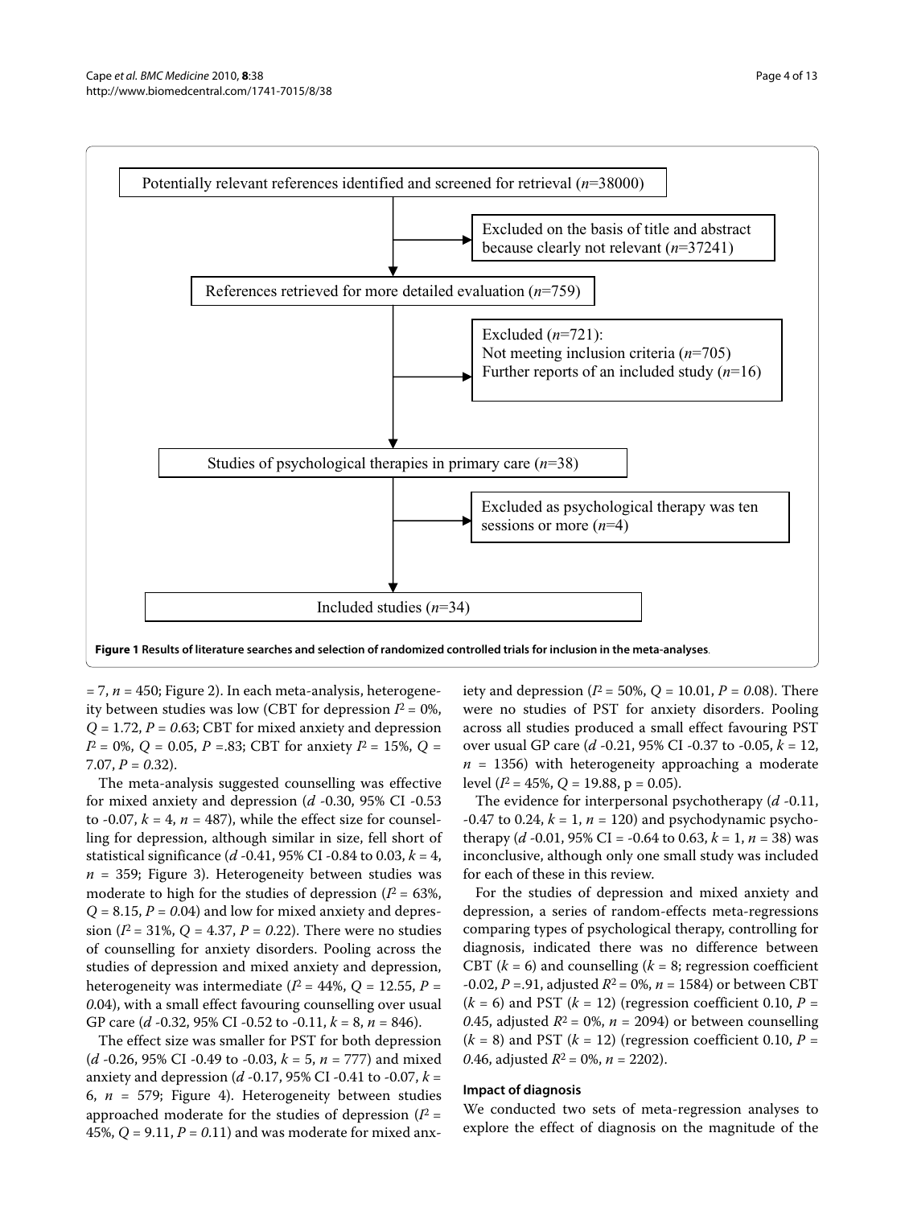Potentially relevant references identified and screened for retrieval (*n*=38000)

→ Excluded on the basis of title and abstract because clearly not relevant (*n*=37241)

References retrieved for more detailed evaluation (*n*=759)

→ Excluded (*n*=721):
Not meeting inclusion criteria (*n*=705)
Further reports of an included study (*n*=16)

Studies of psychological therapies in primary care (*n*=38)

→ Excluded as psychological therapy was ten sessions or more (*n*=4)

Included studies (*n*=34)

**Figure 1 Results of literature searches and selection of randomized controlled trials for inclusion in the meta-analyses**.

= 7, *n* = 450; Figure 2). In each meta-analysis, heterogeneity between studies was low (CBT for depression $I^2$ = 0%, *Q* = 1.72, *P* = *0*.63; CBT for mixed anxiety and depression $I^2$ = 0%, *Q* = 0.05, *P* =.83; CBT for anxiety $I^2$ = 15%, *Q* = 7.07, *P* = *0*.32).

The meta-analysis suggested counselling was effective for mixed anxiety and depression (*d* -0.30, 95% CI -0.53 to -0.07, *k* = 4, *n* = 487), while the effect size for counselling for depression, although similar in size, fell short of statistical significance (*d* -0.41, 95% CI -0.84 to 0.03, *k* = 4, *n* = 359; Figure 3). Heterogeneity between studies was moderate to high for the studies of depression ($I^2$ = 63%, *Q* = 8.15, *P* = *0*.04) and low for mixed anxiety and depression ($I^2$ = 31%, *Q* = 4.37, *P* = *0*.22). There were no studies of counselling for anxiety disorders. Pooling across the studies of depression and mixed anxiety and depression, heterogeneity was intermediate ($I^2$ = 44%, *Q* = 12.55, *P* = *0*.04), with a small effect favouring counselling over usual GP care (*d* -0.32, 95% CI -0.52 to -0.11, *k* = 8, *n* = 846).

The effect size was smaller for PST for both depression (*d* -0.26, 95% CI -0.49 to -0.03, *k* = 5, *n* = 777) and mixed anxiety and depression (*d* -0.17, 95% CI -0.41 to -0.07, *k* = 6, *n* = 579; Figure 4). Heterogeneity between studies approached moderate for the studies of depression ($I^2$ = 45%, *Q* = 9.11, *P* = *0*.11) and was moderate for mixed anxiety and depression ($I^2$ = 50%, *Q* = 10.01, *P* = *0*.08). There were no studies of PST for anxiety disorders. Pooling across all studies produced a small effect favouring PST over usual GP care (*d* -0.21, 95% CI -0.37 to -0.05, *k* = 12, *n* = 1356) with heterogeneity approaching a moderate level ($I^2$ = 45%, *Q* = 19.88, p = 0.05).

The evidence for interpersonal psychotherapy (*d* -0.11, -0.47 to 0.24, *k* = 1, *n* = 120) and psychodynamic psychotherapy (*d* -0.01, 95% CI = -0.64 to 0.63, *k* = 1, *n* = 38) was inconclusive, although only one small study was included for each of these in this review.

For the studies of depression and mixed anxiety and depression, a series of random-effects meta-regressions comparing types of psychological therapy, controlling for diagnosis, indicated there was no difference between CBT (*k* = 6) and counselling (*k* = 8; regression coefficient -0.02, *P* =.91, adjusted $R^2$ = 0%, *n* = 1584) or between CBT (*k* = 6) and PST (*k* = 12) (regression coefficient 0.10, *P* = *0*.45, adjusted $R^2$ = 0%, *n* = 2094) or between counselling (*k* = 8) and PST (*k* = 12) (regression coefficient 0.10, *P* = *0*.46, adjusted $R^2$ = 0%, *n* = 2202).

### Impact of diagnosis

We conducted two sets of meta-regression analyses to explore the effect of diagnosis on the magnitude of the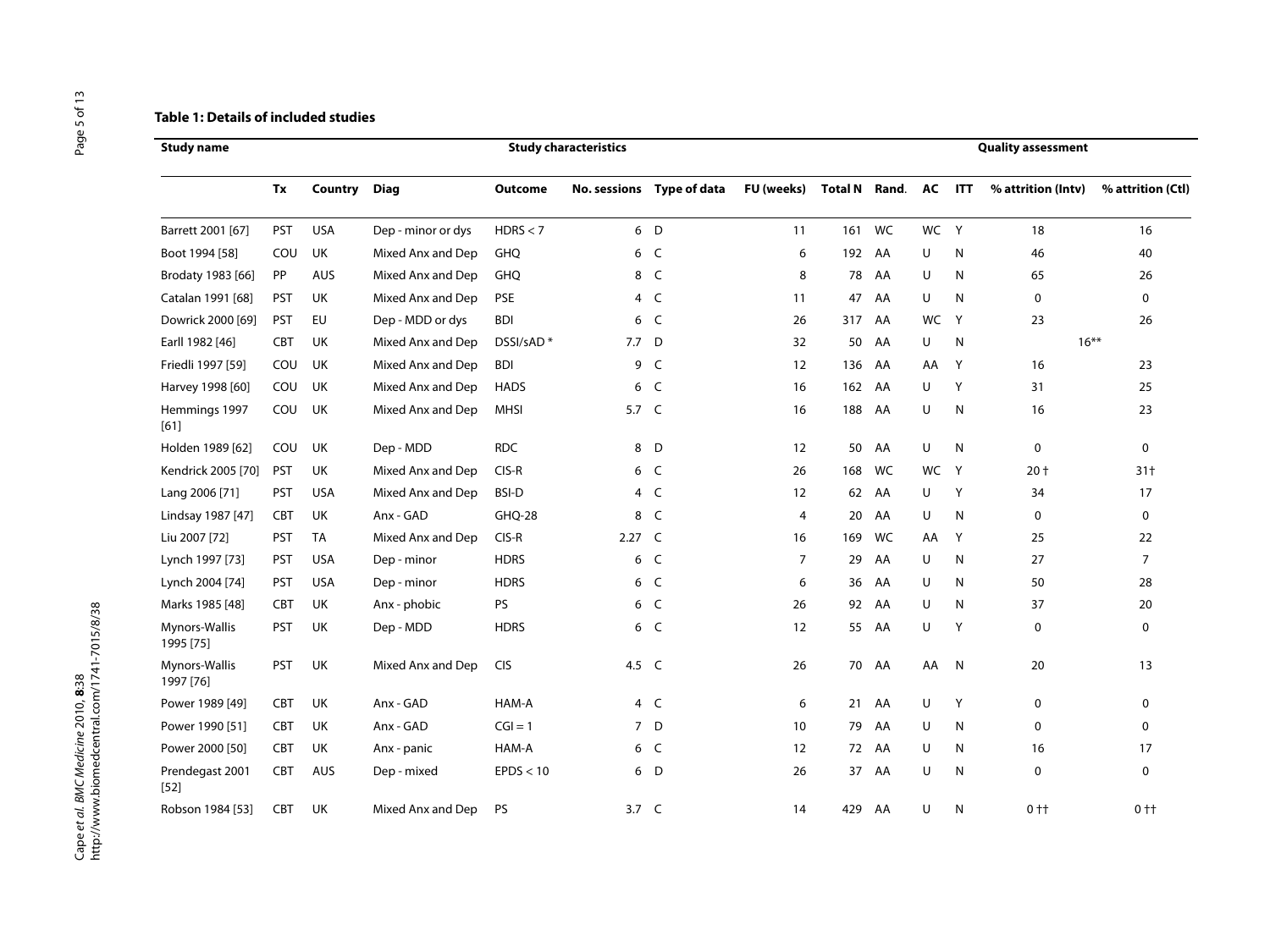**Table 1: Details of included studies**

| Study name | Study characteristics | | | | | | | | | Quality assessment | | | |
|---|---|---|---|---|---|---|---|---|---|---|---|---|---|
| | Tx | Country | Diag | Outcome | No. sessions | Type of data | FU (weeks) | Total N | Rand. | AC | ITT | % attrition (Intv) | % attrition (Ctl) |
| Barrett 2001 [67] | PST | USA | Dep - minor or dys | HDRS < 7 | 6 | D | 11 | 161 | WC | WC | Y | 18 | 16 |
| Boot 1994 [58] | COU | UK | Mixed Anx and Dep | GHQ | 6 | C | 6 | 192 | AA | U | N | 46 | 40 |
| Brodaty 1983 [66] | PP | AUS | Mixed Anx and Dep | GHQ | 8 | C | 8 | 78 | AA | U | N | 65 | 26 |
| Catalan 1991 [68] | PST | UK | Mixed Anx and Dep | PSE | 4 | C | 11 | 47 | AA | U | N | 0 | 0 |
| Dowrick 2000 [69] | PST | EU | Dep - MDD or dys | BDI | 6 | C | 26 | 317 | AA | WC | Y | 23 | 26 |
| Earll 1982 [46] | CBT | UK | Mixed Anx and Dep | DSSI/sAD * | 7.7 | D | 32 | 50 | AA | U | N | 16** | |
| Friedli 1997 [59] | COU | UK | Mixed Anx and Dep | BDI | 9 | C | 12 | 136 | AA | AA | Y | 16 | 23 |
| Harvey 1998 [60] | COU | UK | Mixed Anx and Dep | HADS | 6 | C | 16 | 162 | AA | U | Y | 31 | 25 |
| Hemmings 1997 [61] | COU | UK | Mixed Anx and Dep | MHSI | 5.7 | C | 16 | 188 | AA | U | N | 16 | 23 |
| Holden 1989 [62] | COU | UK | Dep - MDD | RDC | 8 | D | 12 | 50 | AA | U | N | 0 | 0 |
| Kendrick 2005 [70] | PST | UK | Mixed Anx and Dep | CIS-R | 6 | C | 26 | 168 | WC | WC | Y | 20 † | 31† |
| Lang 2006 [71] | PST | USA | Mixed Anx and Dep | BSI-D | 4 | C | 12 | 62 | AA | U | Y | 34 | 17 |
| Lindsay 1987 [47] | CBT | UK | Anx - GAD | GHQ-28 | 8 | C | 4 | 20 | AA | U | N | 0 | 0 |
| Liu 2007 [72] | PST | TA | Mixed Anx and Dep | CIS-R | 2.27 | C | 16 | 169 | WC | AA | Y | 25 | 22 |
| Lynch 1997 [73] | PST | USA | Dep - minor | HDRS | 6 | C | 7 | 29 | AA | U | N | 27 | 7 |
| Lynch 2004 [74] | PST | USA | Dep - minor | HDRS | 6 | C | 6 | 36 | AA | U | N | 50 | 28 |
| Marks 1985 [48] | CBT | UK | Anx - phobic | PS | 6 | C | 26 | 92 | AA | U | N | 37 | 20 |
| Mynors-Wallis 1995 [75] | PST | UK | Dep - MDD | HDRS | 6 | C | 12 | 55 | AA | U | Y | 0 | 0 |
| Mynors-Wallis 1997 [76] | PST | UK | Mixed Anx and Dep | CIS | 4.5 | C | 26 | 70 | AA | AA | N | 20 | 13 |
| Power 1989 [49] | CBT | UK | Anx - GAD | HAM-A | 4 | C | 6 | 21 | AA | U | Y | 0 | 0 |
| Power 1990 [51] | CBT | UK | Anx - GAD | CGI = 1 | 7 | D | 10 | 79 | AA | U | N | 0 | 0 |
| Power 2000 [50] | CBT | UK | Anx - panic | HAM-A | 6 | C | 12 | 72 | AA | U | N | 16 | 17 |
| Prendegast 2001 [52] | CBT | AUS | Dep - mixed | EPDS < 10 | 6 | D | 26 | 37 | AA | U | N | 0 | 0 |
| Robson 1984 [53] | CBT | UK | Mixed Anx and Dep | PS | 3.7 | C | 14 | 429 | AA | U | N | 0 †† | 0 †† |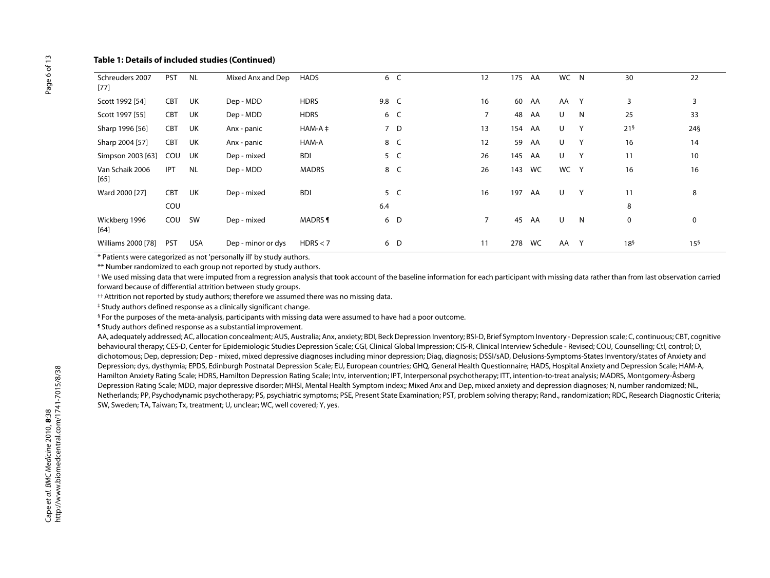**Table 1: Details of included studies (Continued)**

| | | | | | | | | | | | | | |
|---|---|---|---|---|---|---|---|---|---|---|---|---|---|
| Schreuders 2007 [77] | PST | NL | Mixed Anx and Dep | HADS | 6 | C | 12 | 175 | AA | WC | N | 30 | 22 |
| Scott 1992 [54] | CBT | UK | Dep - MDD | HDRS | 9.8 | C | 16 | 60 | AA | AA | Y | 3 | 3 |
| Scott 1997 [55] | CBT | UK | Dep - MDD | HDRS | 6 | C | 7 | 48 | AA | U | N | 25 | 33 |
| Sharp 1996 [56] | CBT | UK | Anx - panic | HAM-A ‡ | 7 | D | 13 | 154 | AA | U | Y | 21§ | 24§ |
| Sharp 2004 [57] | CBT | UK | Anx - panic | HAM-A | 8 | C | 12 | 59 | AA | U | Y | 16 | 14 |
| Simpson 2003 [63] | COU | UK | Dep - mixed | BDI | 5 | C | 26 | 145 | AA | U | Y | 11 | 10 |
| Van Schaik 2006 [65] | IPT | NL | Dep - MDD | MADRS | 8 | C | 26 | 143 | WC | WC | Y | 16 | 16 |
| Ward 2000 [27] | CBT | UK | Dep - mixed | BDI | 5 | C | 16 | 197 | AA | U | Y | 11 | 8 |
| | COU | | | | 6.4 | | | | | | | 8 | |
| Wickberg 1996 [64] | COU | SW | Dep - mixed | MADRS ¶ | 6 | D | 7 | 45 | AA | U | N | 0 | 0 |
| Williams 2000 [78] | PST | USA | Dep - minor or dys | HDRS < 7 | 6 | D | 11 | 278 | WC | AA | Y | 18§ | 15§ |

\* Patients were categorized as not 'personally ill' by study authors.

\*\* Number randomized to each group not reported by study authors.

† We used missing data that were imputed from a regression analysis that took account of the baseline information for each participant with missing data rather than from last observation carried forward because of differential attrition between study groups.

†† Attrition not reported by study authors; therefore we assumed there was no missing data.

‡ Study authors defined response as a clinically significant change.

§ For the purposes of the meta-analysis, participants with missing data were assumed to have had a poor outcome.

¶ Study authors defined response as a substantial improvement.

AA, adequately addressed; AC, allocation concealment; AUS, Australia; Anx, anxiety; BDI, Beck Depression Inventory; BSI-D, Brief Symptom Inventory - Depression scale; C, continuous; CBT, cognitive behavioural therapy; CES-D, Center for Epidemiologic Studies Depression Scale; CGI, Clinical Global Impression; CIS-R, Clinical Interview Schedule - Revised; COU, Counselling; Ctl, control; D, dichotomous; Dep, depression; Dep - mixed, mixed depressive diagnoses including minor depression; Diag, diagnosis; DSSI/sAD, Delusions-Symptoms-States Inventory/states of Anxiety and Depression; dys, dysthymia; EPDS, Edinburgh Postnatal Depression Scale; EU, European countries; GHQ, General Health Questionnaire; HADS, Hospital Anxiety and Depression Scale; HAM-A, Hamilton Anxiety Rating Scale; HDRS, Hamilton Depression Rating Scale; Intv, intervention; IPT, Interpersonal psychotherapy; ITT, intention-to-treat analysis; MADRS, Montgomery-Åsberg Depression Rating Scale; MDD, major depressive disorder; MHSI, Mental Health Symptom index;; Mixed Anx and Dep, mixed anxiety and depression diagnoses; N, number randomized; NL, Netherlands; PP, Psychodynamic psychotherapy; PS, psychiatric symptoms; PSE, Present State Examination; PST, problem solving therapy; Rand., randomization; RDC, Research Diagnostic Criteria; SW, Sweden; TA, Taiwan; Tx, treatment; U, unclear; WC, well covered; Y, yes.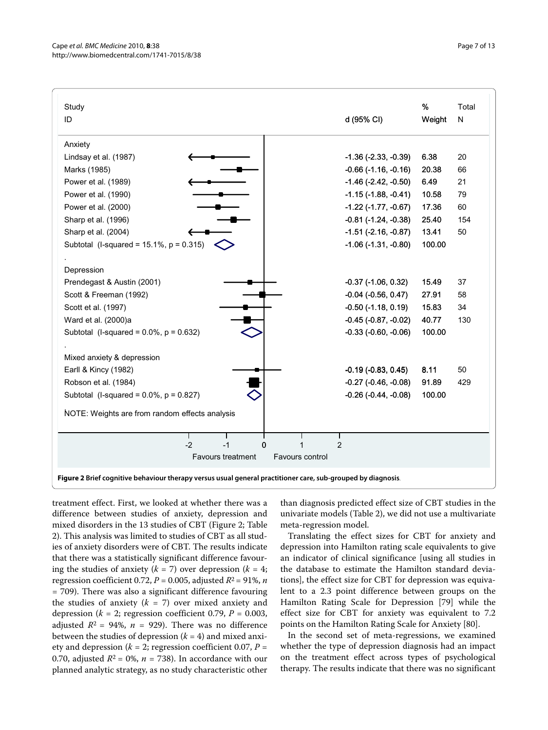| Study ID | d (95% CI) | % Weight | Total N |
|---|---|---|---|
| **Anxiety** | | | |
| Lindsay et al. (1987) | -1.36 (-2.33, -0.39) | 6.38 | 20 |
| Marks (1985) | -0.66 (-1.16, -0.16) | 20.38 | 66 |
| Power et al. (1989) | -1.46 (-2.42, -0.50) | 6.49 | 21 |
| Power et al. (1990) | -1.15 (-1.88, -0.41) | 10.58 | 79 |
| Power et al. (2000) | -1.22 (-1.77, -0.67) | 17.36 | 60 |
| Sharp et al. (1996) | -0.81 (-1.24, -0.38) | 25.40 | 154 |
| Sharp et al. (2004) | -1.51 (-2.16, -0.87) | 13.41 | 50 |
| Subtotal (I-squared = 15.1%, p = 0.315) | -1.06 (-1.31, -0.80) | 100.00 | |
| **Depression** | | | |
| Prendegast & Austin (2001) | -0.37 (-1.06, 0.32) | 15.49 | 37 |
| Scott & Freeman (1992) | -0.04 (-0.56, 0.47) | 27.91 | 58 |
| Scott et al. (1997) | -0.50 (-1.18, 0.19) | 15.83 | 34 |
| Ward et al. (2000)a | -0.45 (-0.87, -0.02) | 40.77 | 130 |
| Subtotal (I-squared = 0.0%, p = 0.632) | -0.33 (-0.60, -0.06) | 100.00 | |
| **Mixed anxiety & depression** | | | |
| Earll & Kincy (1982) | -0.19 (-0.83, 0.45) | 8.11 | 50 |
| Robson et al. (1984) | -0.27 (-0.46, -0.08) | 91.89 | 429 |
| Subtotal (I-squared = 0.0%, p = 0.827) | -0.26 (-0.44, -0.08) | 100.00 | |

NOTE: Weights are from random effects analysis

Favours treatment | Favours control

**Figure 2 Brief cognitive behaviour therapy versus usual general practitioner care, sub-grouped by diagnosis**.

treatment effect. First, we looked at whether there was a difference between studies of anxiety, depression and mixed disorders in the 13 studies of CBT (Figure 2; Table 2). This analysis was limited to studies of CBT as all studies of anxiety disorders were of CBT. The results indicate that there was a statistically significant difference favouring the studies of anxiety ($k = 7$) over depression ($k = 4$; regression coefficient 0.72, $P = 0.005$, adjusted $R^2 = 91\%$, $n = 709$). There was also a significant difference favouring the studies of anxiety ($k = 7$) over mixed anxiety and depression ($k = 2$; regression coefficient 0.79, $P = 0.003$, adjusted $R^2 = 94\%$, $n = 929$). There was no difference between the studies of depression ($k = 4$) and mixed anxiety and depression ($k = 2$; regression coefficient 0.07, $P = 0.70$, adjusted $R^2 = 0\%$, $n = 738$). In accordance with our planned analytic strategy, as no study characteristic other than diagnosis predicted effect size of CBT studies in the univariate models (Table 2), we did not use a multivariate meta-regression model.

Translating the effect sizes for CBT for anxiety and depression into Hamilton rating scale equivalents to give an indicator of clinical significance [using all studies in the database to estimate the Hamilton standard deviations], the effect size for CBT for depression was equivalent to a 2.3 point difference between groups on the Hamilton Rating Scale for Depression [79] while the effect size for CBT for anxiety was equivalent to 7.2 points on the Hamilton Rating Scale for Anxiety [80].

In the second set of meta-regressions, we examined whether the type of depression diagnosis had an impact on the treatment effect across types of psychological therapy. The results indicate that there was no significant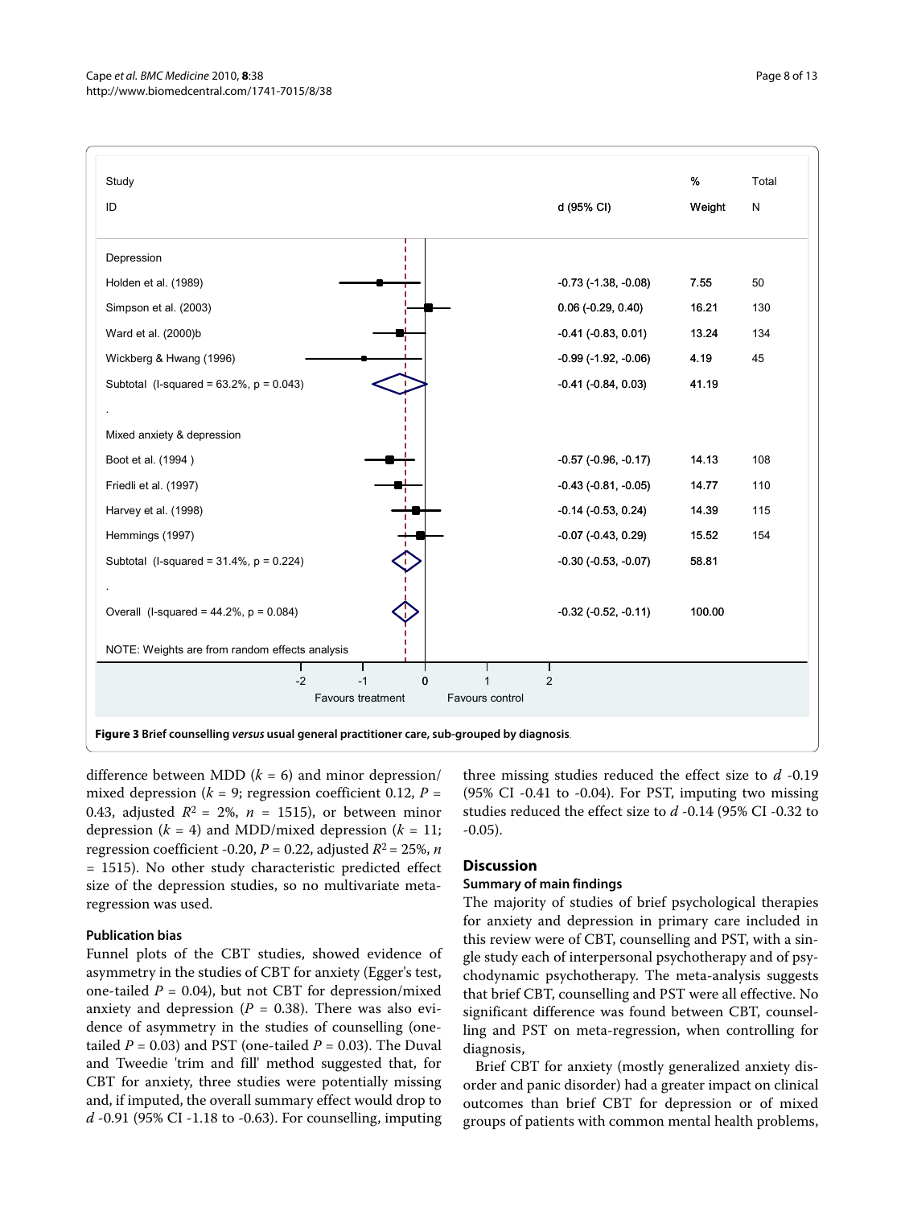| Study ID | d (95% CI) | % Weight | Total N |
|---|---|---|---|
| **Depression** | | | |
| Holden et al. (1989) | -0.73 (-1.38, -0.08) | 7.55 | 50 |
| Simpson et al. (2003) | 0.06 (-0.29, 0.40) | 16.21 | 130 |
| Ward et al. (2000)b | -0.41 (-0.83, 0.01) | 13.24 | 134 |
| Wickberg & Hwang (1996) | -0.99 (-1.92, -0.06) | 4.19 | 45 |
| Subtotal (I-squared = 63.2%, p = 0.043) | -0.41 (-0.84, 0.03) | 41.19 | |
| **Mixed anxiety & depression** | | | |
| Boot et al. (1994 ) | -0.57 (-0.96, -0.17) | 14.13 | 108 |
| Friedli et al. (1997) | -0.43 (-0.81, -0.05) | 14.77 | 110 |
| Harvey et al. (1998) | -0.14 (-0.53, 0.24) | 14.39 | 115 |
| Hemmings (1997) | -0.07 (-0.43, 0.29) | 15.52 | 154 |
| Subtotal (I-squared = 31.4%, p = 0.224) | -0.30 (-0.53, -0.07) | 58.81 | |
| Overall (I-squared = 44.2%, p = 0.084) | -0.32 (-0.52, -0.11) | 100.00 | |

NOTE: Weights are from random effects analysis

Favours treatment — Favours control (axis -2 to 2)

**Figure 3 Brief counselling *versus* usual general practitioner care, sub-grouped by diagnosis**.

difference between MDD ($k$ = 6) and minor depression/mixed depression ($k$ = 9; regression coefficient 0.12, $P$ = 0.43, adjusted $R^2$ = 2%, $n$ = 1515), or between minor depression ($k$ = 4) and MDD/mixed depression ($k$ = 11; regression coefficient -0.20, $P$ = 0.22, adjusted $R^2$ = 25%, $n$ = 1515). No other study characteristic predicted effect size of the depression studies, so no multivariate meta-regression was used.

### Publication bias

Funnel plots of the CBT studies, showed evidence of asymmetry in the studies of CBT for anxiety (Egger's test, one-tailed $P$ = 0.04), but not CBT for depression/mixed anxiety and depression ($P$ = 0.38). There was also evidence of asymmetry in the studies of counselling (one-tailed $P$ = 0.03) and PST (one-tailed $P$ = 0.03). The Duval and Tweedie 'trim and fill' method suggested that, for CBT for anxiety, three studies were potentially missing and, if imputed, the overall summary effect would drop to $d$ -0.91 (95% CI -1.18 to -0.63). For counselling, imputing three missing studies reduced the effect size to $d$ -0.19 (95% CI -0.41 to -0.04). For PST, imputing two missing studies reduced the effect size to $d$ -0.14 (95% CI -0.32 to -0.05).

## Discussion

### Summary of main findings

The majority of studies of brief psychological therapies for anxiety and depression in primary care included in this review were of CBT, counselling and PST, with a single study each of interpersonal psychotherapy and of psychodynamic psychotherapy. The meta-analysis suggests that brief CBT, counselling and PST were all effective. No significant difference was found between CBT, counselling and PST on meta-regression, when controlling for diagnosis,

Brief CBT for anxiety (mostly generalized anxiety disorder and panic disorder) had a greater impact on clinical outcomes than brief CBT for depression or of mixed groups of patients with common mental health problems,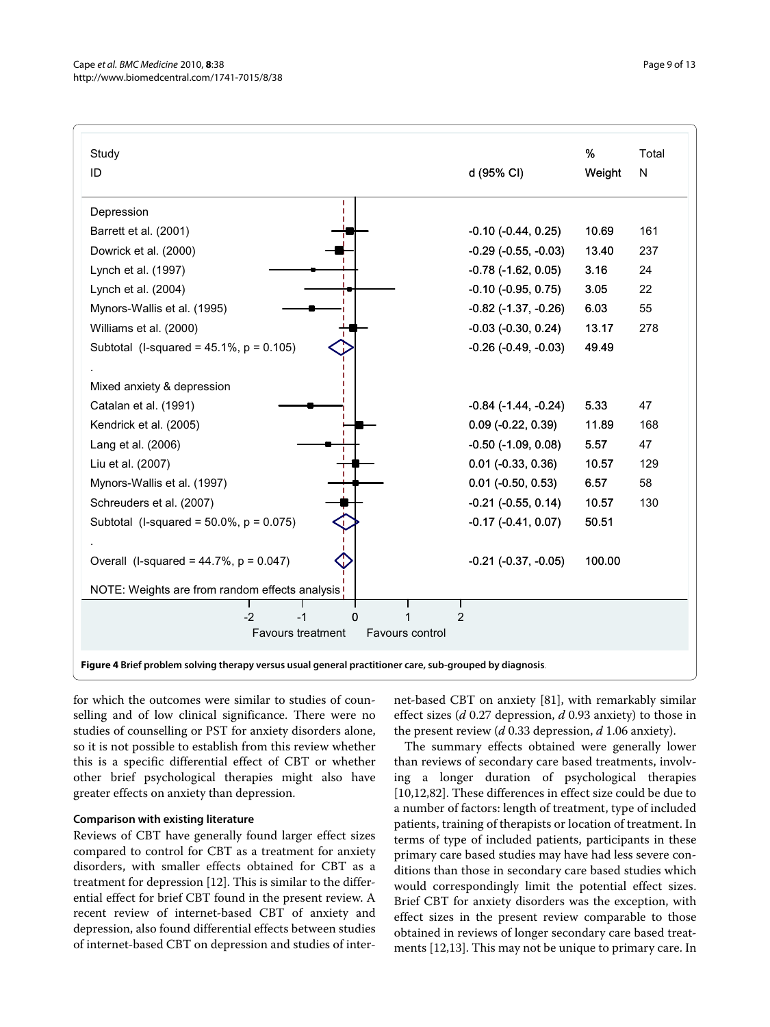| Study ID | d (95% CI) | % Weight | Total N |
|---|---|---|---|
| **Depression** | | | |
| Barrett et al. (2001) | -0.10 (-0.44, 0.25) | 10.69 | 161 |
| Dowrick et al. (2000) | -0.29 (-0.55, -0.03) | 13.40 | 237 |
| Lynch et al. (1997) | -0.78 (-1.62, 0.05) | 3.16 | 24 |
| Lynch et al. (2004) | -0.10 (-0.95, 0.75) | 3.05 | 22 |
| Mynors-Wallis et al. (1995) | -0.82 (-1.37, -0.26) | 6.03 | 55 |
| Williams et al. (2000) | -0.03 (-0.30, 0.24) | 13.17 | 278 |
| Subtotal (I-squared = 45.1%, p = 0.105) | -0.26 (-0.49, -0.03) | 49.49 | |
| **Mixed anxiety & depression** | | | |
| Catalan et al. (1991) | -0.84 (-1.44, -0.24) | 5.33 | 47 |
| Kendrick et al. (2005) | 0.09 (-0.22, 0.39) | 11.89 | 168 |
| Lang et al. (2006) | -0.50 (-1.09, 0.08) | 5.57 | 47 |
| Liu et al. (2007) | 0.01 (-0.33, 0.36) | 10.57 | 129 |
| Mynors-Wallis et al. (1997) | 0.01 (-0.50, 0.53) | 6.57 | 58 |
| Schreuders et al. (2007) | -0.21 (-0.55, 0.14) | 10.57 | 130 |
| Subtotal (I-squared = 50.0%, p = 0.075) | -0.17 (-0.41, 0.07) | 50.51 | |
| Overall (I-squared = 44.7%, p = 0.047) | -0.21 (-0.37, -0.05) | 100.00 | |

NOTE: Weights are from random effects analysis

Favours treatment — Favours control

**Figure 4 Brief problem solving therapy versus usual general practitioner care, sub-grouped by diagnosis.**

for which the outcomes were similar to studies of counselling and of low clinical significance. There were no studies of counselling or PST for anxiety disorders alone, so it is not possible to establish from this review whether this is a specific differential effect of CBT or whether other brief psychological therapies might also have greater effects on anxiety than depression.

### Comparison with existing literature

Reviews of CBT have generally found larger effect sizes compared to control for CBT as a treatment for anxiety disorders, with smaller effects obtained for CBT as a treatment for depression [12]. This is similar to the differential effect for brief CBT found in the present review. A recent review of internet-based CBT of anxiety and depression, also found differential effects between studies of internet-based CBT on depression and studies of internet-based CBT on anxiety [81], with remarkably similar effect sizes (*d* 0.27 depression, *d* 0.93 anxiety) to those in the present review (*d* 0.33 depression, *d* 1.06 anxiety).

The summary effects obtained were generally lower than reviews of secondary care based treatments, involving a longer duration of psychological therapies [10,12,82]. These differences in effect size could be due to a number of factors: length of treatment, type of included patients, training of therapists or location of treatment. In terms of type of included patients, participants in these primary care based studies may have had less severe conditions than those in secondary care based studies which would correspondingly limit the potential effect sizes. Brief CBT for anxiety disorders was the exception, with effect sizes in the present review comparable to those obtained in reviews of longer secondary care based treatments [12,13]. This may not be unique to primary care. In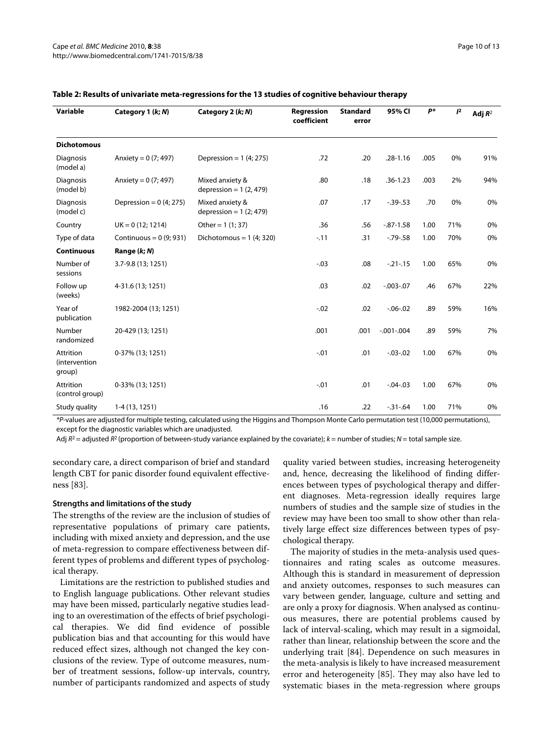**Table 2: Results of univariate meta-regressions for the 13 studies of cognitive behaviour therapy**

| Variable | Category 1 (*k; N*) | Category 2 (*k; N*) | Regression coefficient | Standard error | 95% CI | *P*\* | $I^2$ | Adj $R^2$ |
|---|---|---|---|---|---|---|---|---|
| **Dichotomous** | | | | | | | | |
| Diagnosis (model a) | Anxiety = 0 (7; 497) | Depression = 1 (4; 275) | .72 | .20 | .28-1.16 | .005 | 0% | 91% |
| Diagnosis (model b) | Anxiety = 0 (7; 497) | Mixed anxiety & depression = 1 (2, 479) | .80 | .18 | .36-1.23 | .003 | 2% | 94% |
| Diagnosis (model c) | Depression = 0 (4; 275) | Mixed anxiety & depression = 1 (2; 479) | .07 | .17 | -.39-.53 | .70 | 0% | 0% |
| Country | UK = 0 (12; 1214) | Other = 1 (1; 37) | .36 | .56 | -.87-1.58 | 1.00 | 71% | 0% |
| Type of data | Continuous = 0 (9; 931) | Dichotomous = 1 (4; 320) | -.11 | .31 | -.79-.58 | 1.00 | 70% | 0% |
| **Continuous** | **Range (*k; N*)** | | | | | | | |
| Number of sessions | 3.7-9.8 (13; 1251) | | -.03 | .08 | -.21-.15 | 1.00 | 65% | 0% |
| Follow up (weeks) | 4-31.6 (13; 1251) | | .03 | .02 | -.003-.07 | .46 | 67% | 22% |
| Year of publication | 1982-2004 (13; 1251) | | -.02 | .02 | -.06-.02 | .89 | 59% | 16% |
| Number randomized | 20-429 (13; 1251) | | .001 | .001 | -.001-.004 | .89 | 59% | 7% |
| Attrition (intervention group) | 0-37% (13; 1251) | | -.01 | .01 | -.03-.02 | 1.00 | 67% | 0% |
| Attrition (control group) | 0-33% (13; 1251) | | -.01 | .01 | -.04-.03 | 1.00 | 67% | 0% |
| Study quality | 1-4 (13, 1251) | | .16 | .22 | -.31-.64 | 1.00 | 71% | 0% |

\**P*-values are adjusted for multiple testing, calculated using the Higgins and Thompson Monte Carlo permutation test (10,000 permutations), except for the diagnostic variables which are unadjusted.

Adj $R^2$ = adjusted $R^2$ (proportion of between-study variance explained by the covariate); *k* = number of studies; *N* = total sample size.

secondary care, a direct comparison of brief and standard length CBT for panic disorder found equivalent effectiveness [83].

#### Strengths and limitations of the study

The strengths of the review are the inclusion of studies of representative populations of primary care patients, including with mixed anxiety and depression, and the use of meta-regression to compare effectiveness between different types of problems and different types of psychological therapy.

Limitations are the restriction to published studies and to English language publications. Other relevant studies may have been missed, particularly negative studies leading to an overestimation of the effects of brief psychological therapies. We did find evidence of possible publication bias and that accounting for this would have reduced effect sizes, although not changed the key conclusions of the review. Type of outcome measures, number of treatment sessions, follow-up intervals, country, number of participants randomized and aspects of study quality varied between studies, increasing heterogeneity and, hence, decreasing the likelihood of finding differences between types of psychological therapy and different diagnoses. Meta-regression ideally requires large numbers of studies and the sample size of studies in the review may have been too small to show other than relatively large effect size differences between types of psychological therapy.

The majority of studies in the meta-analysis used questionnaires and rating scales as outcome measures. Although this is standard in measurement of depression and anxiety outcomes, responses to such measures can vary between gender, language, culture and setting and are only a proxy for diagnosis. When analysed as continuous measures, there are potential problems caused by lack of interval-scaling, which may result in a sigmoidal, rather than linear, relationship between the score and the underlying trait [84]. Dependence on such measures in the meta-analysis is likely to have increased measurement error and heterogeneity [85]. They may also have led to systematic biases in the meta-regression where groups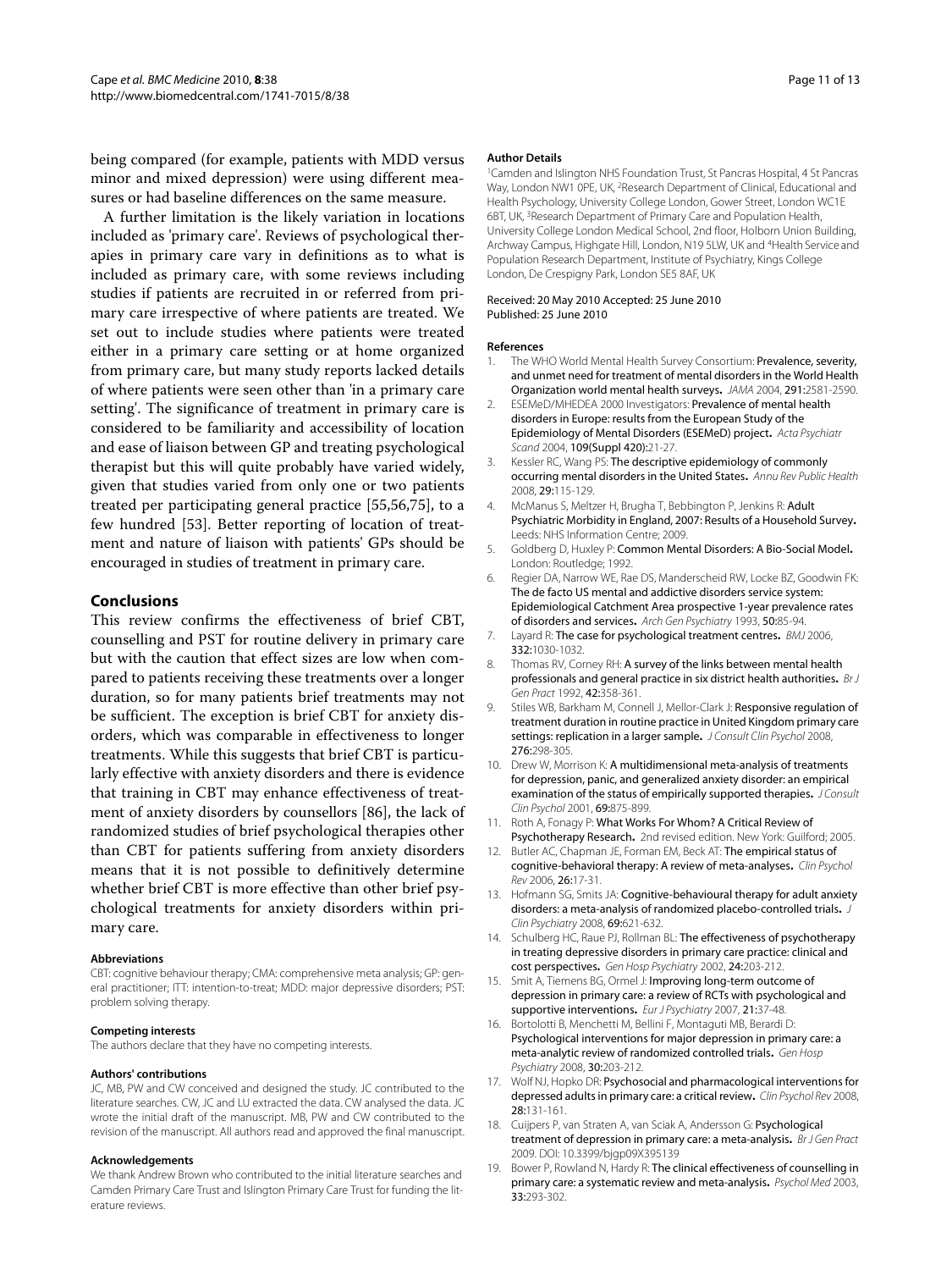being compared (for example, patients with MDD versus minor and mixed depression) were using different measures or had baseline differences on the same measure.

A further limitation is the likely variation in locations included as 'primary care'. Reviews of psychological therapies in primary care vary in definitions as to what is included as primary care, with some reviews including studies if patients are recruited in or referred from primary care irrespective of where patients are treated. We set out to include studies where patients were treated either in a primary care setting or at home organized from primary care, but many study reports lacked details of where patients were seen other than 'in a primary care setting'. The significance of treatment in primary care is considered to be familiarity and accessibility of location and ease of liaison between GP and treating psychological therapist but this will quite probably have varied widely, given that studies varied from only one or two patients treated per participating general practice [55,56,75], to a few hundred [53]. Better reporting of location of treatment and nature of liaison with patients' GPs should be encouraged in studies of treatment in primary care.

## Conclusions

This review confirms the effectiveness of brief CBT, counselling and PST for routine delivery in primary care but with the caution that effect sizes are low when compared to patients receiving these treatments over a longer duration, so for many patients brief treatments may not be sufficient. The exception is brief CBT for anxiety disorders, which was comparable in effectiveness to longer treatments. While this suggests that brief CBT is particularly effective with anxiety disorders and there is evidence that training in CBT may enhance effectiveness of treatment of anxiety disorders by counsellors [86], the lack of randomized studies of brief psychological therapies other than CBT for patients suffering from anxiety disorders means that it is not possible to definitively determine whether brief CBT is more effective than other brief psychological treatments for anxiety disorders within primary care.

#### Abbreviations

CBT: cognitive behaviour therapy; CMA: comprehensive meta analysis; GP: general practitioner; ITT: intention-to-treat; MDD: major depressive disorders; PST: problem solving therapy.

#### Competing interests

The authors declare that they have no competing interests.

#### Authors' contributions

JC, MB, PW and CW conceived and designed the study. JC contributed to the literature searches. CW, JC and LU extracted the data. CW analysed the data. JC wrote the initial draft of the manuscript. MB, PW and CW contributed to the revision of the manuscript. All authors read and approved the final manuscript.

#### Acknowledgements

We thank Andrew Brown who contributed to the initial literature searches and Camden Primary Care Trust and Islington Primary Care Trust for funding the literature reviews.

#### Author Details

[1]Camden and Islington NHS Foundation Trust, St Pancras Hospital, 4 St Pancras Way, London NW1 0PE, UK, [2]Research Department of Clinical, Educational and Health Psychology, University College London, Gower Street, London WC1E 6BT, UK, [3]Research Department of Primary Care and Population Health, University College London Medical School, 2nd floor, Holborn Union Building, Archway Campus, Highgate Hill, London, N19 5LW, UK and [4]Health Service and Population Research Department, Institute of Psychiatry, Kings College London, De Crespigny Park, London SE5 8AF, UK

Received: 20 May 2010 Accepted: 25 June 2010
Published: 25 June 2010

#### References

1. The WHO World Mental Health Survey Consortium: **Prevalence, severity, and unmet need for treatment of mental disorders in the World Health Organization world mental health surveys.** *JAMA* 2004, **291:**2581-2590.
2. ESEMeD/MHEDEA 2000 Investigators: **Prevalence of mental health disorders in Europe: results from the European Study of the Epidemiology of Mental Disorders (ESEMeD) project.** *Acta Psychiatr Scand* 2004, **109(Suppl 420):**21-27.
3. Kessler RC, Wang PS: **The descriptive epidemiology of commonly occurring mental disorders in the United States.** *Annu Rev Public Health* 2008, **29:**115-129.
4. McManus S, Meltzer H, Brugha T, Bebbington P, Jenkins R: **Adult Psychiatric Morbidity in England, 2007: Results of a Household Survey.** Leeds: NHS Information Centre; 2009.
5. Goldberg D, Huxley P: **Common Mental Disorders: A Bio-Social Model.** London: Routledge; 1992.
6. Regier DA, Narrow WE, Rae DS, Manderscheid RW, Locke BZ, Goodwin FK: **The de facto US mental and addictive disorders service system: Epidemiological Catchment Area prospective 1-year prevalence rates of disorders and services.** *Arch Gen Psychiatry* 1993, **50:**85-94.
7. Layard R: **The case for psychological treatment centres.** *BMJ* 2006, **332:**1030-1032.
8. Thomas RV, Corney RH: **A survey of the links between mental health professionals and general practice in six district health authorities.** *Br J Gen Pract* 1992, **42:**358-361.
9. Stiles WB, Barkham M, Connell J, Mellor-Clark J: **Responsive regulation of treatment duration in routine practice in United Kingdom primary care settings: replication in a larger sample.** *J Consult Clin Psychol* 2008, **276:**298-305.
10. Drew W, Morrison K: **A multidimensional meta-analysis of treatments for depression, panic, and generalized anxiety disorder: an empirical examination of the status of empirically supported therapies.** *J Consult Clin Psychol* 2001, **69:**875-899.
11. Roth A, Fonagy P: **What Works For Whom? A Critical Review of Psychotherapy Research.** 2nd revised edition. New York: Guilford; 2005.
12. Butler AC, Chapman JE, Forman EM, Beck AT: **The empirical status of cognitive-behavioral therapy: A review of meta-analyses.** *Clin Psychol Rev* 2006, **26:**17-31.
13. Hofmann SG, Smits JA: **Cognitive-behavioural therapy for adult anxiety disorders: a meta-analysis of randomized placebo-controlled trials.** *J Clin Psychiatry* 2008, **69:**621-632.
14. Schulberg HC, Raue PJ, Rollman BL: **The effectiveness of psychotherapy in treating depressive disorders in primary care practice: clinical and cost perspectives.** *Gen Hosp Psychiatry* 2002, **24:**203-212.
15. Smit A, Tiemens BG, Ormel J: **Improving long-term outcome of depression in primary care: a review of RCTs with psychological and supportive interventions.** *Eur J Psychiatry* 2007, **21:**37-48.
16. Bortolotti B, Menchetti M, Bellini F, Montaguti MB, Berardi D: **Psychological interventions for major depression in primary care: a meta-analytic review of randomized controlled trials.** *Gen Hosp Psychiatry* 2008, **30:**203-212.
17. Wolf NJ, Hopko DR: **Psychosocial and pharmacological interventions for depressed adults in primary care: a critical review.** *Clin Psychol Rev* 2008, **28:**131-161.
18. Cuijpers P, van Straten A, van Sciak A, Andersson G: **Psychological treatment of depression in primary care: a meta-analysis.** *Br J Gen Pract* 2009. DOI: 10.3399/bjgp09X395139
19. Bower P, Rowland N, Hardy R: **The clinical effectiveness of counselling in primary care: a systematic review and meta-analysis.** *Psychol Med* 2003, **33:**293-302.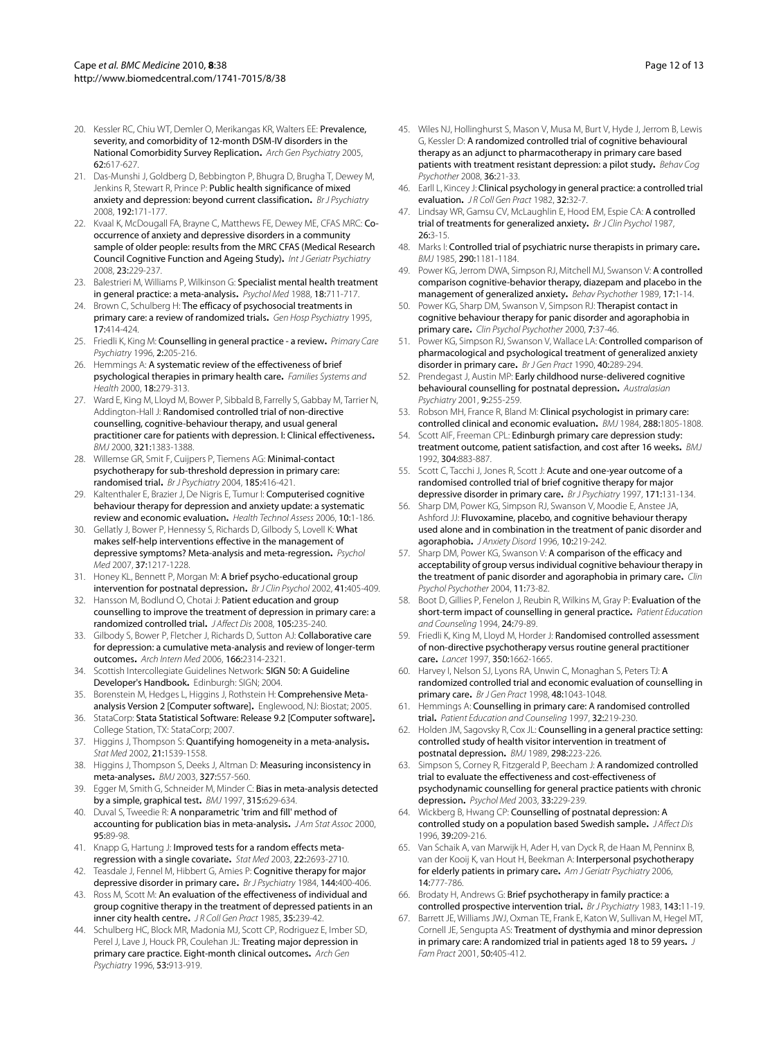20. Kessler RC, Chiu WT, Demler O, Merikangas KR, Walters EE: **Prevalence, severity, and comorbidity of 12-month DSM-IV disorders in the National Comorbidity Survey Replication.** *Arch Gen Psychiatry* 2005, **62:**617-627.
21. Das-Munshi J, Goldberg D, Bebbington P, Bhugra D, Brugha T, Dewey M, Jenkins R, Stewart R, Prince P: **Public health significance of mixed anxiety and depression: beyond current classification.** *Br J Psychiatry* 2008, **192:**171-177.
22. Kvaal K, McDougall FA, Brayne C, Matthews FE, Dewey ME, CFAS MRC: **Co-occurrence of anxiety and depressive disorders in a community sample of older people: results from the MRC CFAS (Medical Research Council Cognitive Function and Ageing Study).** *Int J Geriatr Psychiatry* 2008, **23:**229-237.
23. Balestrieri M, Williams P, Wilkinson G: **Specialist mental health treatment in general practice: a meta-analysis.** *Psychol Med* 1988, **18:**711-717.
24. Brown C, Schulberg H: **The efficacy of psychosocial treatments in primary care: a review of randomized trials.** *Gen Hosp Psychiatry* 1995, **17:**414-424.
25. Friedli K, King M: **Counselling in general practice - a review.** *Primary Care Psychiatry* 1996, **2:**205-216.
26. Hemmings A: **A systematic review of the effectiveness of brief psychological therapies in primary health care.** *Families Systems and Health* 2000, **18:**279-313.
27. Ward E, King M, Lloyd M, Bower P, Sibbald B, Farrelly S, Gabbay M, Tarrier N, Addington-Hall J: **Randomised controlled trial of non-directive counselling, cognitive-behaviour therapy, and usual general practitioner care for patients with depression. I: Clinical effectiveness.** *BMJ* 2000, **321:**1383-1388.
28. Willemse GR, Smit F, Cuijpers P, Tiemens AG: **Minimal-contact psychotherapy for sub-threshold depression in primary care: randomised trial.** *Br J Psychiatry* 2004, **185:**416-421.
29. Kaltenthaler E, Brazier J, De Nigris E, Tumur I: **Computerised cognitive behaviour therapy for depression and anxiety update: a systematic review and economic evaluation.** *Health Technol Assess* 2006, **10:**1-186.
30. Gellatly J, Bower P, Hennessy S, Richards D, Gilbody S, Lovell K: **What makes self-help interventions effective in the management of depressive symptoms? Meta-analysis and meta-regression.** *Psychol Med* 2007, **37:**1217-1228.
31. Honey KL, Bennett P, Morgan M: **A brief psycho-educational group intervention for postnatal depression.** *Br J Clin Psychol* 2002, **41:**405-409.
32. Hansson M, Bodlund O, Chotai J: **Patient education and group counselling to improve the treatment of depression in primary care: a randomized controlled trial.** *J Affect Dis* 2008, **105:**235-240.
33. Gilbody S, Bower P, Fletcher J, Richards D, Sutton AJ: **Collaborative care for depression: a cumulative meta-analysis and review of longer-term outcomes.** *Arch Intern Med* 2006, **166:**2314-2321.
34. Scottish Intercollegiate Guidelines Network: **SIGN 50: A Guideline Developer's Handbook.** Edinburgh: SIGN; 2004.
35. Borenstein M, Hedges L, Higgins J, Rothstein H: **Comprehensive Meta-analysis Version 2 [Computer software].** Englewood, NJ: Biostat; 2005.
36. StataCorp: **Stata Statistical Software: Release 9.2 [Computer software].** College Station, TX: StataCorp; 2007.
37. Higgins J, Thompson S: **Quantifying homogeneity in a meta-analysis.** *Stat Med* 2002, **21:**1539-1558.
38. Higgins J, Thompson S, Deeks J, Altman D: **Measuring inconsistency in meta-analyses.** *BMJ* 2003, **327:**557-560.
39. Egger M, Smith G, Schneider M, Minder C: **Bias in meta-analysis detected by a simple, graphical test.** *BMJ* 1997, **315:**629-634.
40. Duval S, Tweedie R: **A nonparametric 'trim and fill' method of accounting for publication bias in meta-analysis.** *J Am Stat Assoc* 2000, **95:**89-98.
41. Knapp G, Hartung J: **Improved tests for a random effects meta-regression with a single covariate.** *Stat Med* 2003, **22:**2693-2710.
42. Teasdale J, Fennel M, Hibbert G, Amies P: **Cognitive therapy for major depressive disorder in primary care.** *Br J Psychiatry* 1984, **144:**400-406.
43. Ross M, Scott M: **An evaluation of the effectiveness of individual and group cognitive therapy in the treatment of depressed patients in an inner city health centre.** *J R Coll Gen Pract* 1985, **35:**239-42.
44. Schulberg HC, Block MR, Madonia MJ, Scott CP, Rodriguez E, Imber SD, Perel J, Lave J, Houck PR, Coulehan JL: **Treating major depression in primary care practice. Eight-month clinical outcomes.** *Arch Gen Psychiatry* 1996, **53:**913-919.
45. Wiles NJ, Hollinghurst S, Mason V, Musa M, Burt V, Hyde J, Jerrom B, Lewis G, Kessler D: **A randomized controlled trial of cognitive behavioural therapy as an adjunct to pharmacotherapy in primary care based patients with treatment resistant depression: a pilot study.** *Behav Cog Psychother* 2008, **36:**21-33.
46. Earll L, Kincey J: **Clinical psychology in general practice: a controlled trial evaluation.** *J R Coll Gen Pract* 1982, **32:**32-7.
47. Lindsay WR, Gamsu CV, McLaughlin E, Hood EM, Espie CA: **A controlled trial of treatments for generalized anxiety.** *Br J Clin Psychol* 1987, **26:**3-15.
48. Marks I: **Controlled trial of psychiatric nurse therapists in primary care.** *BMJ* 1985, **290:**1181-1184.
49. Power KG, Jerrom DWA, Simpson RJ, Mitchell MJ, Swanson V: **A controlled comparison cognitive-behavior therapy, diazepam and placebo in the management of generalized anxiety.** *Behav Psychother* 1989, **17:**1-14.
50. Power KG, Sharp DM, Swanson V, Simpson RJ: **Therapist contact in cognitive behaviour therapy for panic disorder and agoraphobia in primary care.** *Clin Psychol Psychother* 2000, **7:**37-46.
51. Power KG, Simpson RJ, Swanson V, Wallace LA: **Controlled comparison of pharmacological and psychological treatment of generalized anxiety disorder in primary care.** *Br J Gen Pract* 1990, **40:**289-294.
52. Prendegast J, Austin MP: **Early childhood nurse-delivered cognitive behavioural counselling for postnatal depression.** *Australasian Psychiatry* 2001, **9:**255-259.
53. Robson MH, France R, Bland M: **Clinical psychologist in primary care: controlled clinical and economic evaluation.** *BMJ* 1984, **288:**1805-1808.
54. Scott AIF, Freeman CPL: **Edinburgh primary care depression study: treatment outcome, patient satisfaction, and cost after 16 weeks.** *BMJ* 1992, **304:**883-887.
55. Scott C, Tacchi J, Jones R, Scott J: **Acute and one-year outcome of a randomised controlled trial of brief cognitive therapy for major depressive disorder in primary care.** *Br J Psychiatry* 1997, **171:**131-134.
56. Sharp DM, Power KG, Simpson RJ, Swanson V, Moodie E, Anstee JA, Ashford JJ: **Fluvoxamine, placebo, and cognitive behaviour therapy used alone and in combination in the treatment of panic disorder and agoraphobia.** *J Anxiety Disord* 1996, **10:**219-242.
57. Sharp DM, Power KG, Swanson V: **A comparison of the efficacy and acceptability of group versus individual cognitive behaviour therapy in the treatment of panic disorder and agoraphobia in primary care.** *Clin Psychol Psychother* 2004, **11:**73-82.
58. Boot D, Gillies P, Fenelon J, Reubin R, Wilkins M, Gray P: **Evaluation of the short-term impact of counselling in general practice.** *Patient Education and Counseling* 1994, **24:**79-89.
59. Friedli K, King M, Lloyd M, Horder J: **Randomised controlled assessment of non-directive psychotherapy versus routine general practitioner care.** *Lancet* 1997, **350:**1662-1665.
60. Harvey I, Nelson SJ, Lyons RA, Unwin C, Monaghan S, Peters TJ: **A randomized controlled trial and economic evaluation of counselling in primary care.** *Br J Gen Pract* 1998, **48:**1043-1048.
61. Hemmings A: **Counselling in primary care: A randomised controlled trial.** *Patient Education and Counseling* 1997, **32:**219-230.
62. Holden JM, Sagovsky R, Cox JL: **Counselling in a general practice setting: controlled study of health visitor intervention in treatment of postnatal depression.** *BMJ* 1989, **298:**223-226.
63. Simpson S, Corney R, Fitzgerald P, Beecham J: **A randomized controlled trial to evaluate the effectiveness and cost-effectiveness of psychodynamic counselling for general practice patients with chronic depression.** *Psychol Med* 2003, **33:**229-239.
64. Wickberg B, Hwang CP: **Counselling of postnatal depression: A controlled study on a population based Swedish sample.** *J Affect Dis* 1996, **39:**209-216.
65. Van Schaik A, van Marwijk H, Ader H, van Dyck R, de Haan M, Penninx B, van der Kooij K, van Hout H, Beekman A: **Interpersonal psychotherapy for elderly patients in primary care.** *Am J Geriatr Psychiatry* 2006, **14:**777-786.
66. Brodaty H, Andrews G: **Brief psychotherapy in family practice: a controlled prospective intervention trial.** *Br J Psychiatry* 1983, **143:**11-19.
67. Barrett JE, Williams JWJ, Oxman TE, Frank E, Katon W, Sullivan M, Hegel MT, Cornell JE, Sengupta AS: **Treatment of dysthymia and minor depression in primary care: A randomized trial in patients aged 18 to 59 years.** *J Fam Pract* 2001, **50:**405-412.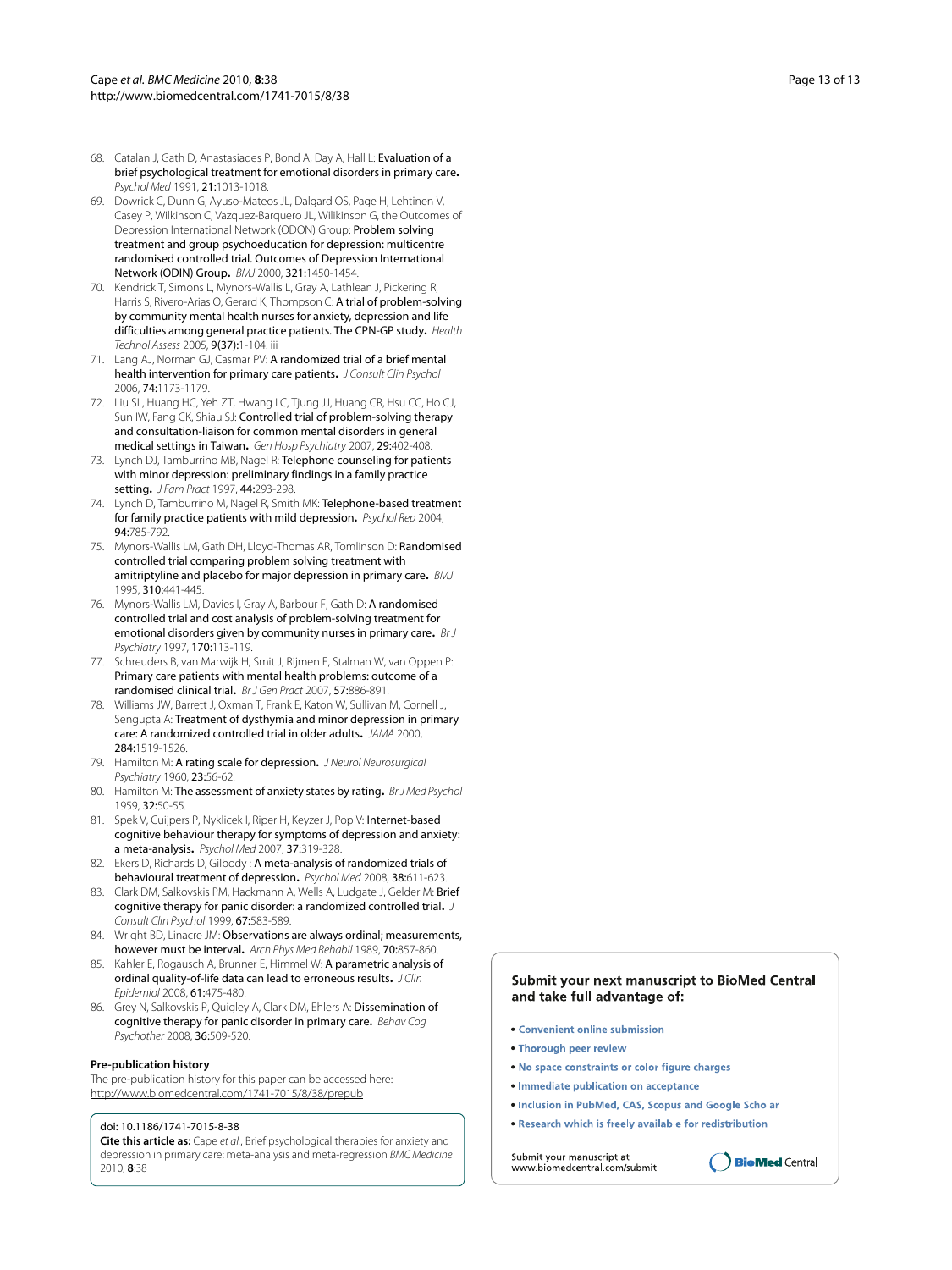68. Catalan J, Gath D, Anastasiades P, Bond A, Day A, Hall L: **Evaluation of a brief psychological treatment for emotional disorders in primary care.** *Psychol Med* 1991, **21**:1013-1018.
69. Dowrick C, Dunn G, Ayuso-Mateos JL, Dalgard OS, Page H, Lehtinen V, Casey P, Wilkinson C, Vazquez-Barquero JL, Wilkinson G, the Outcomes of Depression International Network (ODON) Group: **Problem solving treatment and group psychoeducation for depression: multicentre randomised controlled trial. Outcomes of Depression International Network (ODIN) Group.** *BMJ* 2000, **321**:1450-1454.
70. Kendrick T, Simons L, Mynors-Wallis L, Gray A, Lathlean J, Pickering R, Harris S, Rivero-Arias O, Gerard K, Thompson C: **A trial of problem-solving by community mental health nurses for anxiety, depression and life difficulties among general practice patients. The CPN-GP study.** *Health Technol Assess* 2005, **9(37)**:1-104. iii
71. Lang AJ, Norman GJ, Casmar PV: **A randomized trial of a brief mental health intervention for primary care patients.** *J Consult Clin Psychol* 2006, **74**:1173-1179.
72. Liu SL, Huang HC, Yeh ZT, Hwang LC, Tjung JJ, Huang CR, Hsu CC, Ho CJ, Sun IW, Fang CK, Shiau SJ: **Controlled trial of problem-solving therapy and consultation-liaison for common mental disorders in general medical settings in Taiwan.** *Gen Hosp Psychiatry* 2007, **29**:402-408.
73. Lynch DJ, Tamburrino MB, Nagel R: **Telephone counseling for patients with minor depression: preliminary findings in a family practice setting.** *J Fam Pract* 1997, **44**:293-298.
74. Lynch D, Tamburrino M, Nagel R, Smith MK: **Telephone-based treatment for family practice patients with mild depression.** *Psychol Rep* 2004, **94**:785-792.
75. Mynors-Wallis LM, Gath DH, Lloyd-Thomas AR, Tomlinson D: **Randomised controlled trial comparing problem solving treatment with amitriptyline and placebo for major depression in primary care.** *BMJ* 1995, **310**:441-445.
76. Mynors-Wallis LM, Davies I, Gray A, Barbour F, Gath D: **A randomised controlled trial and cost analysis of problem-solving treatment for emotional disorders given by community nurses in primary care.** *Br J Psychiatry* 1997, **170**:113-119.
77. Schreuders B, van Marwijk H, Smit J, Rijmen F, Stalman W, van Oppen P: **Primary care patients with mental health problems: outcome of a randomised clinical trial.** *Br J Gen Pract* 2007, **57**:886-891.
78. Williams JW, Barrett J, Oxman T, Frank E, Katon W, Sullivan M, Cornell J, Sengupta A: **Treatment of dysthymia and minor depression in primary care: A randomized controlled trial in older adults.** *JAMA* 2000, **284**:1519-1526.
79. Hamilton M: **A rating scale for depression.** *J Neurol Neurosurgical Psychiatry* 1960, **23**:56-62.
80. Hamilton M: **The assessment of anxiety states by rating.** *Br J Med Psychol* 1959, **32**:50-55.
81. Spek V, Cuijpers P, Nyklicek I, Riper H, Keyzer J, Pop V: **Internet-based cognitive behaviour therapy for symptoms of depression and anxiety: a meta-analysis.** *Psychol Med* 2007, **37**:319-328.
82. Ekers D, Richards D, Gilbody : **A meta-analysis of randomized trials of behavioural treatment of depression.** *Psychol Med* 2008, **38**:611-623.
83. Clark DM, Salkovskis PM, Hackmann A, Wells A, Ludgate J, Gelder M: **Brief cognitive therapy for panic disorder: a randomized controlled trial.** *J Consult Clin Psychol* 1999, **67**:583-589.
84. Wright BD, Linacre JM: **Observations are always ordinal; measurements, however must be interval.** *Arch Phys Med Rehabil* 1989, **70**:857-860.
85. Kahler E, Rogausch A, Brunner E, Himmel W: **A parametric analysis of ordinal quality-of-life data can lead to erroneous results.** *J Clin Epidemiol* 2008, **61**:475-480.
86. Grey N, Salkovskis P, Quigley A, Clark DM, Ehlers A: **Dissemination of cognitive therapy for panic disorder in primary care.** *Behav Cog Psychother* 2008, **36**:509-520.

### Pre-publication history

The pre-publication history for this paper can be accessed here:
http://www.biomedcentral.com/1741-7015/8/38/prepub

doi: 10.1186/1741-7015-8-38

**Cite this article as:** Cape *et al.*, Brief psychological therapies for anxiety and depression in primary care: meta-analysis and meta-regression *BMC Medicine* 2010, **8**:38